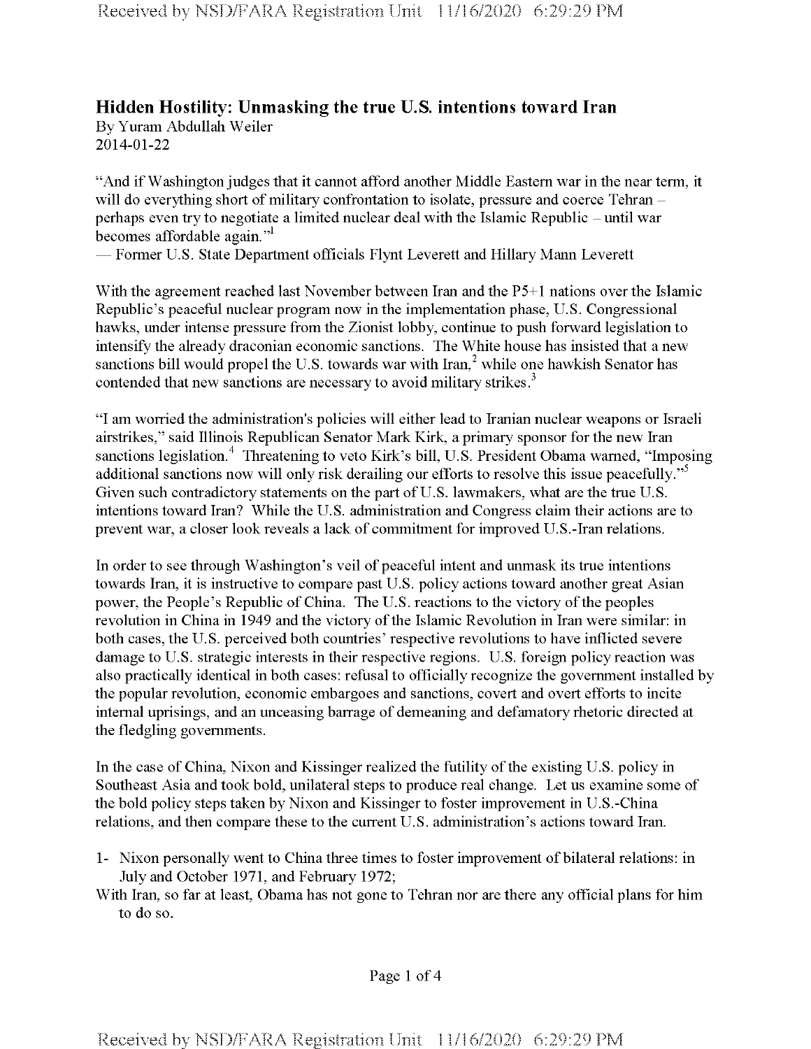## Hidden Hostility: Unmasking the true U.S. intentions toward Iran

By Yuram Abdullah Weiler
2014-01-22

"And if Washington judges that it cannot afford another Middle Eastern war in the near term, it will do everything short of military confrontation to isolate, pressure and coerce Tehran – perhaps even try to negotiate a limited nuclear deal with the Islamic Republic – until war becomes affordable again."[1]
— Former U.S. State Department officials Flynt Leverett and Hillary Mann Leverett

With the agreement reached last November between Iran and the P5+1 nations over the Islamic Republic's peaceful nuclear program now in the implementation phase, U.S. Congressional hawks, under intense pressure from the Zionist lobby, continue to push forward legislation to intensify the already draconian economic sanctions. The White house has insisted that a new sanctions bill would propel the U.S. towards war with Iran,[2] while one hawkish Senator has contended that new sanctions are necessary to avoid military strikes.[3]

"I am worried the administration's policies will either lead to Iranian nuclear weapons or Israeli airstrikes," said Illinois Republican Senator Mark Kirk, a primary sponsor for the new Iran sanctions legislation.[4] Threatening to veto Kirk's bill, U.S. President Obama warned, "Imposing additional sanctions now will only risk derailing our efforts to resolve this issue peacefully."[5] Given such contradictory statements on the part of U.S. lawmakers, what are the true U.S. intentions toward Iran? While the U.S. administration and Congress claim their actions are to prevent war, a closer look reveals a lack of commitment for improved U.S.-Iran relations.

In order to see through Washington's veil of peaceful intent and unmask its true intentions towards Iran, it is instructive to compare past U.S. policy actions toward another great Asian power, the People's Republic of China. The U.S. reactions to the victory of the peoples revolution in China in 1949 and the victory of the Islamic Revolution in Iran were similar: in both cases, the U.S. perceived both countries' respective revolutions to have inflicted severe damage to U.S. strategic interests in their respective regions. U.S. foreign policy reaction was also practically identical in both cases: refusal to officially recognize the government installed by the popular revolution, economic embargoes and sanctions, covert and overt efforts to incite internal uprisings, and an unceasing barrage of demeaning and defamatory rhetoric directed at the fledgling governments.

In the case of China, Nixon and Kissinger realized the futility of the existing U.S. policy in Southeast Asia and took bold, unilateral steps to produce real change. Let us examine some of the bold policy steps taken by Nixon and Kissinger to foster improvement in U.S.-China relations, and then compare these to the current U.S. administration's actions toward Iran.

1- Nixon personally went to China three times to foster improvement of bilateral relations: in July and October 1971, and February 1972;
With Iran, so far at least, Obama has not gone to Tehran nor are there any official plans for him to do so.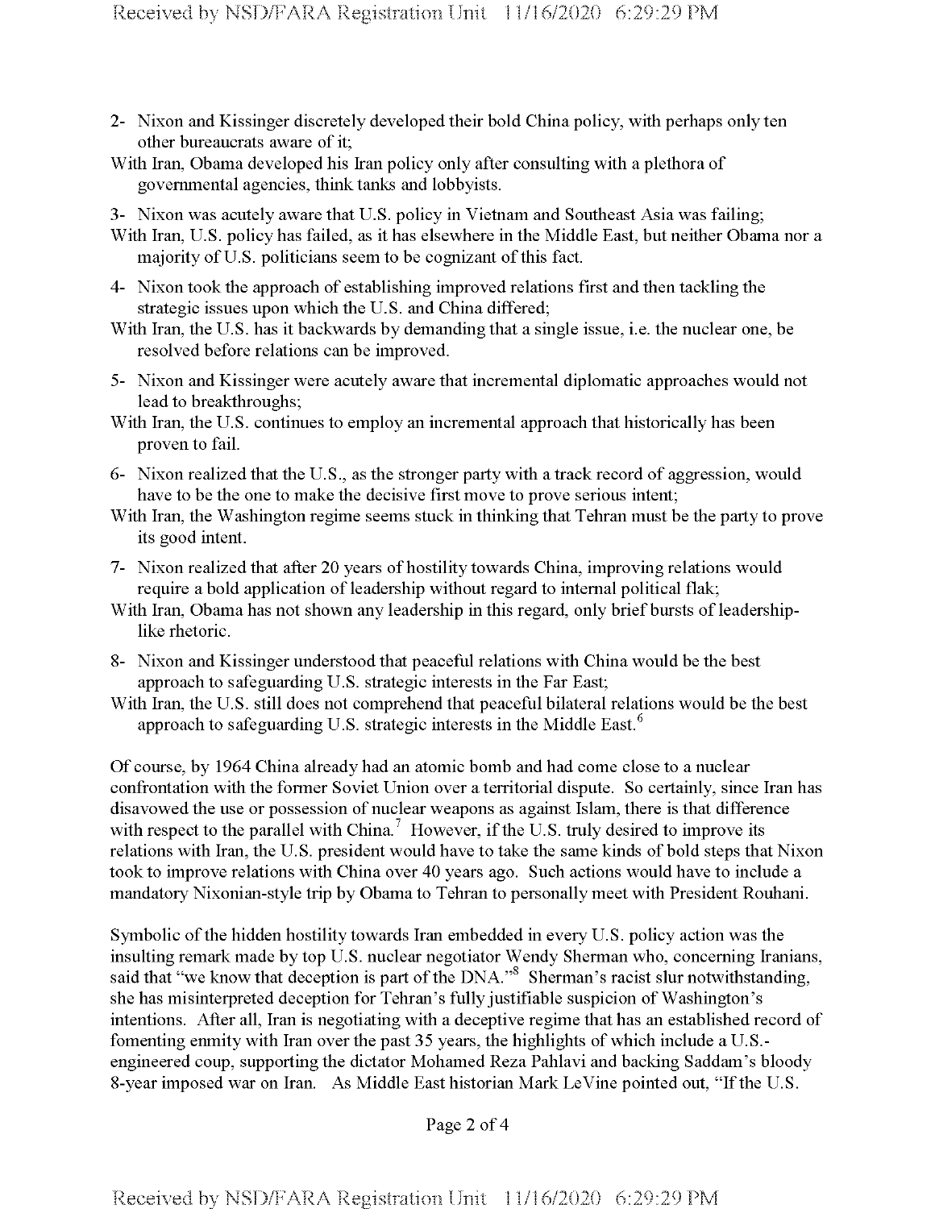2- Nixon and Kissinger discretely developed their bold China policy, with perhaps only ten other bureaucrats aware of it;
With Iran, Obama developed his Iran policy only after consulting with a plethora of governmental agencies, think tanks and lobbyists.

3- Nixon was acutely aware that U.S. policy in Vietnam and Southeast Asia was failing;
With Iran, U.S. policy has failed, as it has elsewhere in the Middle East, but neither Obama nor a majority of U.S. politicians seem to be cognizant of this fact.

4- Nixon took the approach of establishing improved relations first and then tackling the strategic issues upon which the U.S. and China differed;
With Iran, the U.S. has it backwards by demanding that a single issue, i.e. the nuclear one, be resolved before relations can be improved.

5- Nixon and Kissinger were acutely aware that incremental diplomatic approaches would not lead to breakthroughs;
With Iran, the U.S. continues to employ an incremental approach that historically has been proven to fail.

6- Nixon realized that the U.S., as the stronger party with a track record of aggression, would have to be the one to make the decisive first move to prove serious intent;
With Iran, the Washington regime seems stuck in thinking that Tehran must be the party to prove its good intent.

7- Nixon realized that after 20 years of hostility towards China, improving relations would require a bold application of leadership without regard to internal political flak;
With Iran, Obama has not shown any leadership in this regard, only brief bursts of leadership-like rhetoric.

8- Nixon and Kissinger understood that peaceful relations with China would be the best approach to safeguarding U.S. strategic interests in the Far East;
With Iran, the U.S. still does not comprehend that peaceful bilateral relations would be the best approach to safeguarding U.S. strategic interests in the Middle East.[6]

Of course, by 1964 China already had an atomic bomb and had come close to a nuclear confrontation with the former Soviet Union over a territorial dispute. So certainly, since Iran has disavowed the use or possession of nuclear weapons as against Islam, there is that difference with respect to the parallel with China.[7] However, if the U.S. truly desired to improve its relations with Iran, the U.S. president would have to take the same kinds of bold steps that Nixon took to improve relations with China over 40 years ago. Such actions would have to include a mandatory Nixonian-style trip by Obama to Tehran to personally meet with President Rouhani.

Symbolic of the hidden hostility towards Iran embedded in every U.S. policy action was the insulting remark made by top U.S. nuclear negotiator Wendy Sherman who, concerning Iranians, said that "we know that deception is part of the DNA."[8] Sherman's racist slur notwithstanding, she has misinterpreted deception for Tehran's fully justifiable suspicion of Washington's intentions. After all, Iran is negotiating with a deceptive regime that has an established record of fomenting enmity with Iran over the past 35 years, the highlights of which include a U.S.-engineered coup, supporting the dictator Mohamed Reza Pahlavi and backing Saddam's bloody 8-year imposed war on Iran. As Middle East historian Mark LeVine pointed out, "If the U.S.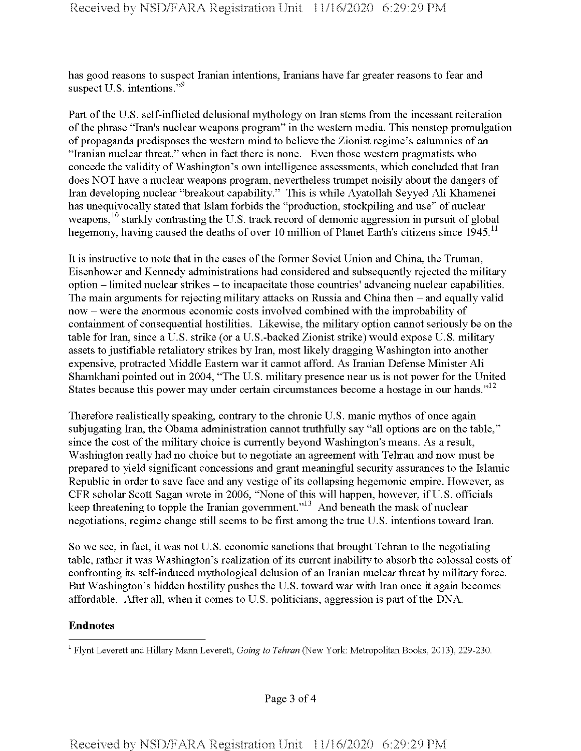has good reasons to suspect Iranian intentions, Iranians have far greater reasons to fear and suspect U.S. intentions."[9]

Part of the U.S. self-inflicted delusional mythology on Iran stems from the incessant reiteration of the phrase "Iran's nuclear weapons program" in the western media. This nonstop promulgation of propaganda predisposes the western mind to believe the Zionist regime's calumnies of an "Iranian nuclear threat," when in fact there is none. Even those western pragmatists who concede the validity of Washington's own intelligence assessments, which concluded that Iran does NOT have a nuclear weapons program, nevertheless trumpet noisily about the dangers of Iran developing nuclear "breakout capability." This is while Ayatollah Seyyed Ali Khamenei has unequivocally stated that Islam forbids the "production, stockpiling and use" of nuclear weapons,[10] starkly contrasting the U.S. track record of demonic aggression in pursuit of global hegemony, having caused the deaths of over 10 million of Planet Earth's citizens since 1945.[11]

It is instructive to note that in the cases of the former Soviet Union and China, the Truman, Eisenhower and Kennedy administrations had considered and subsequently rejected the military option – limited nuclear strikes – to incapacitate those countries' advancing nuclear capabilities. The main arguments for rejecting military attacks on Russia and China then – and equally valid now – were the enormous economic costs involved combined with the improbability of containment of consequential hostilities. Likewise, the military option cannot seriously be on the table for Iran, since a U.S. strike (or a U.S.-backed Zionist strike) would expose U.S. military assets to justifiable retaliatory strikes by Iran, most likely dragging Washington into another expensive, protracted Middle Eastern war it cannot afford. As Iranian Defense Minister Ali Shamkhani pointed out in 2004, "The U.S. military presence near us is not power for the United States because this power may under certain circumstances become a hostage in our hands."[12]

Therefore realistically speaking, contrary to the chronic U.S. manic mythos of once again subjugating Iran, the Obama administration cannot truthfully say "all options are on the table," since the cost of the military choice is currently beyond Washington's means. As a result, Washington really had no choice but to negotiate an agreement with Tehran and now must be prepared to yield significant concessions and grant meaningful security assurances to the Islamic Republic in order to save face and any vestige of its collapsing hegemonic empire. However, as CFR scholar Scott Sagan wrote in 2006, "None of this will happen, however, if U.S. officials keep threatening to topple the Iranian government."[13] And beneath the mask of nuclear negotiations, regime change still seems to be first among the true U.S. intentions toward Iran.

So we see, in fact, it was not U.S. economic sanctions that brought Tehran to the negotiating table, rather it was Washington's realization of its current inability to absorb the colossal costs of confronting its self-induced mythological delusion of an Iranian nuclear threat by military force. But Washington's hidden hostility pushes the U.S. toward war with Iran once it again becomes affordable. After all, when it comes to U.S. politicians, aggression is part of the DNA.

**Endnotes**

[1] Flynt Leverett and Hillary Mann Leverett, *Going to Tehran* (New York: Metropolitan Books, 2013), 229-230.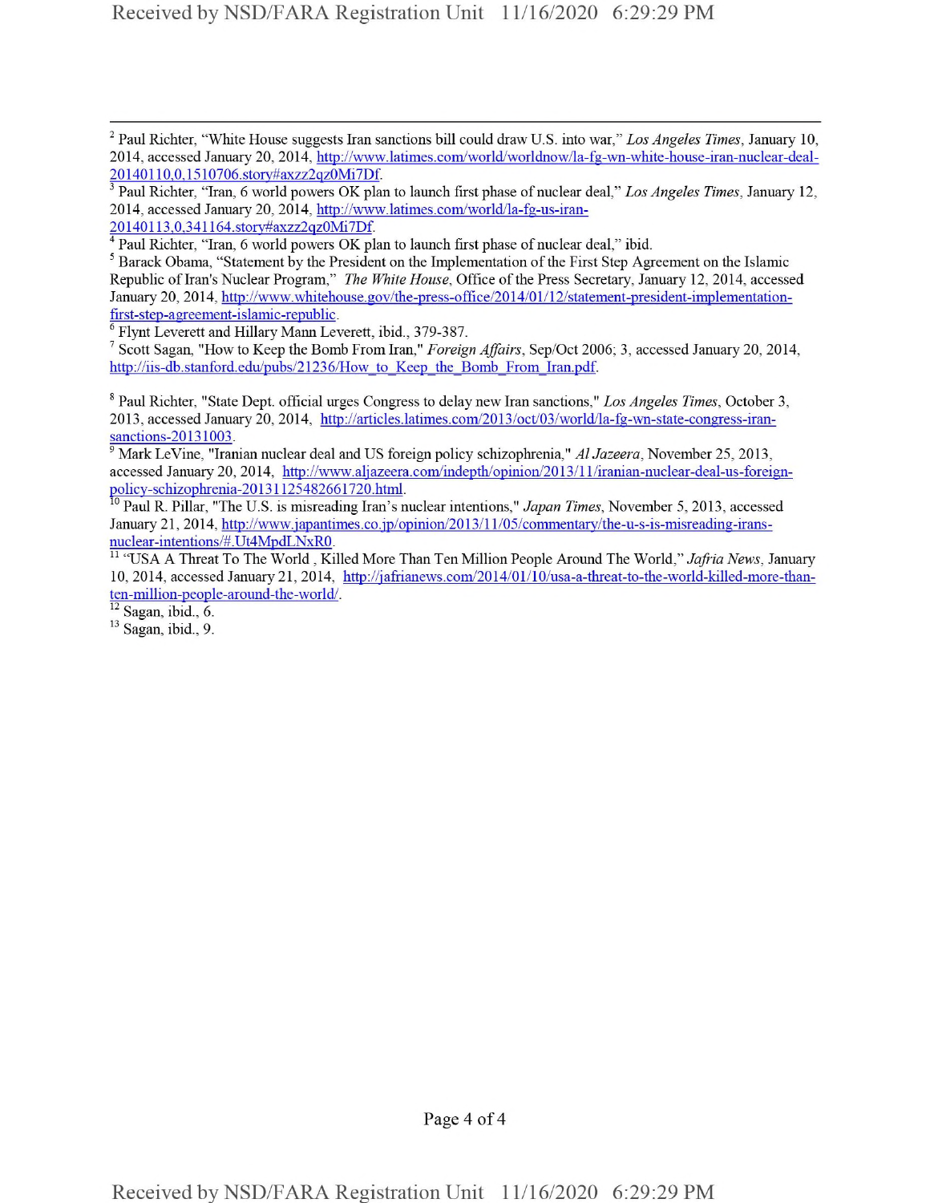[2] Paul Richter, "White House suggests Iran sanctions bill could draw U.S. into war," *Los Angeles Times*, January 10, 2014, accessed January 20, 2014, http://www.latimes.com/world/worldnow/la-fg-wn-white-house-iran-nuclear-deal-20140110,0,1510706.story#axzz2qz0Mi7Df.

[3] Paul Richter, "Iran, 6 world powers OK plan to launch first phase of nuclear deal," *Los Angeles Times*, January 12, 2014, accessed January 20, 2014, http://www.latimes.com/world/la-fg-us-iran-20140113,0,341164.story#axzz2qz0Mi7Df.

[4] Paul Richter, "Iran, 6 world powers OK plan to launch first phase of nuclear deal," ibid.

[5] Barack Obama, "Statement by the President on the Implementation of the First Step Agreement on the Islamic Republic of Iran's Nuclear Program," *The White House*, Office of the Press Secretary, January 12, 2014, accessed January 20, 2014, http://www.whitehouse.gov/the-press-office/2014/01/12/statement-president-implementation-first-step-agreement-islamic-republic.

[6] Flynt Leverett and Hillary Mann Leverett, ibid., 379-387.

[7] Scott Sagan, "How to Keep the Bomb From Iran," *Foreign Affairs*, Sep/Oct 2006; 3, accessed January 20, 2014, http://iis-db.stanford.edu/pubs/21236/How_to_Keep_the_Bomb_From_Iran.pdf.

[8] Paul Richter, "State Dept. official urges Congress to delay new Iran sanctions," *Los Angeles Times*, October 3, 2013, accessed January 20, 2014, http://articles.latimes.com/2013/oct/03/world/la-fg-wn-state-congress-iran-sanctions-20131003.

[9] Mark LeVine, "Iranian nuclear deal and US foreign policy schizophrenia," *Al Jazeera*, November 25, 2013, accessed January 20, 2014, http://www.aljazeera.com/indepth/opinion/2013/11/iranian-nuclear-deal-us-foreign-policy-schizophrenia-20131125482661720.html.

[10] Paul R. Pillar, "The U.S. is misreading Iran's nuclear intentions," *Japan Times*, November 5, 2013, accessed January 21, 2014, http://www.japantimes.co.jp/opinion/2013/11/05/commentary/the-u-s-is-misreading-irans-nuclear-intentions/#.Ut4MpdLNxR0.

[11] "USA A Threat To The World , Killed More Than Ten Million People Around The World," *Jafria News*, January 10, 2014, accessed January 21, 2014, http://jafrianews.com/2014/01/10/usa-a-threat-to-the-world-killed-more-than-ten-million-people-around-the-world/.

[12] Sagan, ibid., 6.

[13] Sagan, ibid., 9.